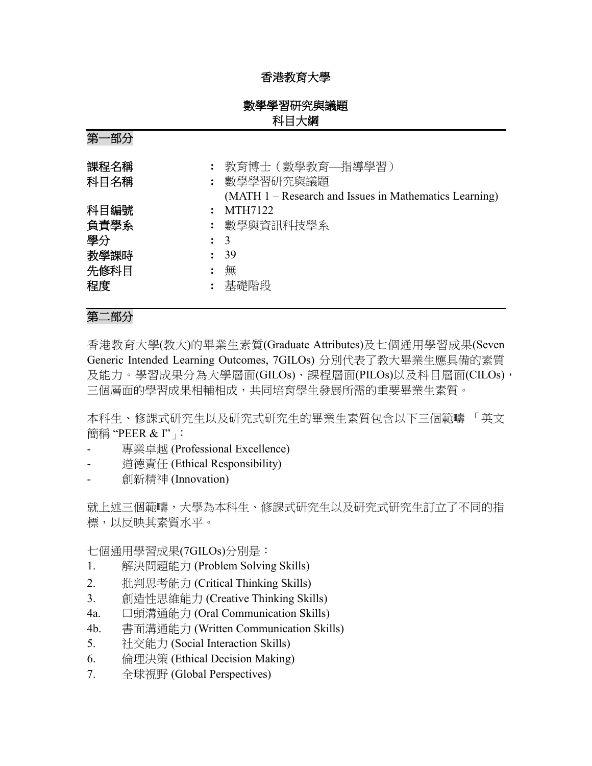# 香港教育大學

## 數學學習研究與議題
## 科目大綱

### 第一部分

| | | |
|---|---|---|
| 課程名稱 | ： | 教育博士（數學教育—指導學習） |
| 科目名稱 | ： | 數學學習研究與議題<br>(MATH 1 – Research and Issues in Mathematics Learning) |
| 科目編號 | ： | MTH7122 |
| 負責學系 | ： | 數學與資訊科技學系 |
| 學分 | ： | 3 |
| 教學課時 | ： | 39 |
| 先修科目 | ： | 無 |
| 程度 | ： | 基礎階段 |

### 第二部分

香港教育大學(教大)的畢業生素質(Graduate Attributes)及七個通用學習成果(Seven Generic Intended Learning Outcomes, 7GILOs) 分別代表了教大畢業生應具備的素質及能力。學習成果分為大學層面(GILOs)、課程層面(PILOs)以及科目層面(CILOs)，三個層面的學習成果相輔相成，共同培育學生發展所需的重要畢業生素質。

本科生、修課式研究生以及研究式研究生的畢業生素質包含以下三個範疇 「英文簡稱 "PEER & I"」：

- 專業卓越 (Professional Excellence)
- 道德責任 (Ethical Responsibility)
- 創新精神 (Innovation)

就上述三個範疇，大學為本科生、修課式研究生以及研究式研究生訂立了不同的指標，以反映其素質水平。

七個通用學習成果(7GILOs)分別是：

1. 解決問題能力 (Problem Solving Skills)
2. 批判思考能力 (Critical Thinking Skills)
3. 創造性思維能力 (Creative Thinking Skills)
4a. 口頭溝通能力 (Oral Communication Skills)
4b. 書面溝通能力 (Written Communication Skills)
5. 社交能力 (Social Interaction Skills)
6. 倫理決策 (Ethical Decision Making)
7. 全球視野 (Global Perspectives)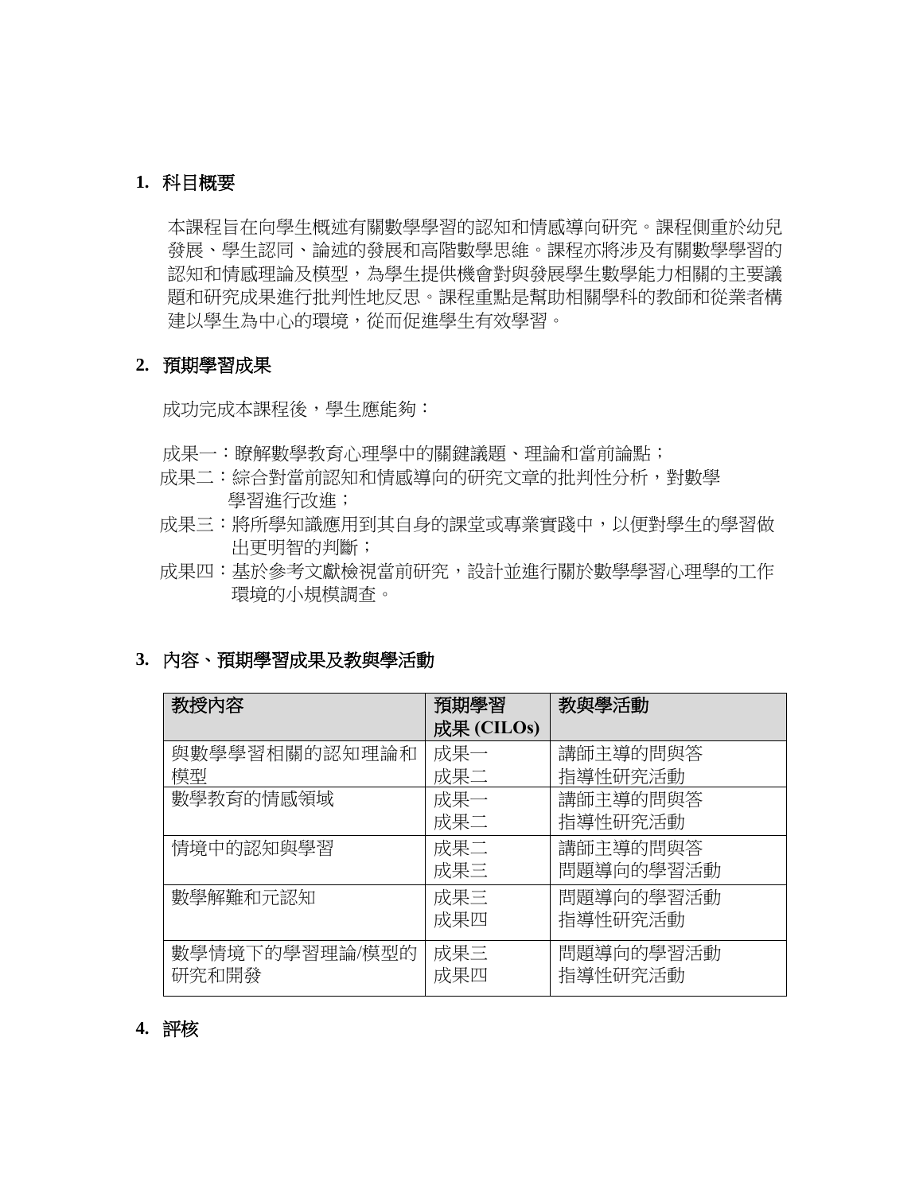## 1. 科目概要

本課程旨在向學生概述有關數學學習的認知和情感導向研究。課程側重於幼兒發展、學生認同、論述的發展和高階數學思維。課程亦將涉及有關數學學習的認知和情感理論及模型，為學生提供機會對與發展學生數學能力相關的主要議題和研究成果進行批判性地反思。課程重點是幫助相關學科的教師和從業者構建以學生為中心的環境，從而促進學生有效學習。

## 2. 預期學習成果

成功完成本課程後，學生應能夠：

成果一：瞭解數學教育心理學中的關鍵議題、理論和當前論點；
成果二：綜合對當前認知和情感導向的研究文章的批判性分析，對數學學習進行改進；
成果三：將所學知識應用到其自身的課堂或專業實踐中，以便對學生的學習做出更明智的判斷；
成果四：基於參考文獻檢視當前研究，設計並進行關於數學學習心理學的工作環境的小規模調查。

## 3. 內容、預期學習成果及教與學活動

| 教授內容 | 預期學習成果 (CILOs) | 教與學活動 |
|---|---|---|
| 與數學學習相關的認知理論和模型 | 成果一<br>成果二 | 講師主導的問與答<br>指導性研究活動 |
| 數學教育的情感領域 | 成果一<br>成果二 | 講師主導的問與答<br>指導性研究活動 |
| 情境中的認知與學習 | 成果二<br>成果三 | 講師主導的問與答<br>問題導向的學習活動 |
| 數學解難和元認知 | 成果三<br>成果四 | 問題導向的學習活動<br>指導性研究活動 |
| 數學情境下的學習理論/模型的研究和開發 | 成果三<br>成果四 | 問題導向的學習活動<br>指導性研究活動 |

## 4. 評核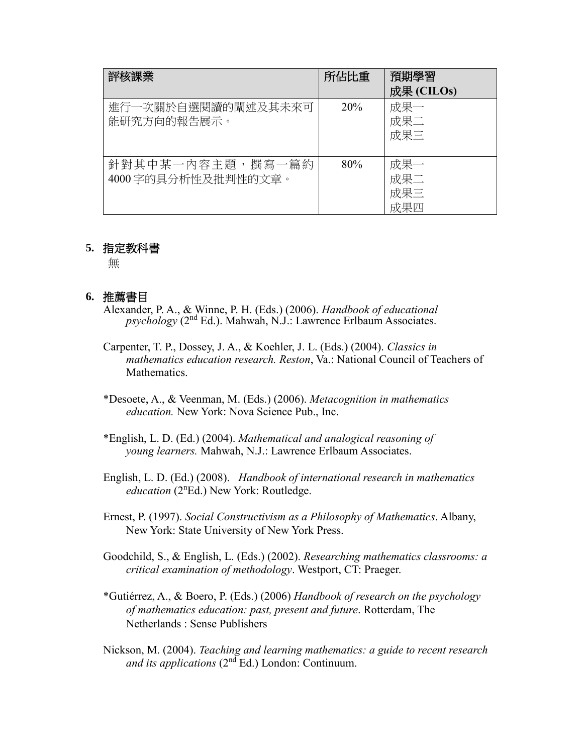| 評核課業 | 所佔比重 | 預期學習成果 (CILOs) |
|---|---|---|
| 進行一次關於自選閱讀的闡述及其未來可能研究方向的報告展示。 | 20% | 成果一<br>成果二<br>成果三 |
| 針對其中某一內容主題，撰寫一篇約 4000 字的具分析性及批判性的文章。 | 80% | 成果一<br>成果二<br>成果三<br>成果四 |

## 5. 指定教科書

無

## 6. 推薦書目

Alexander, P. A., & Winne, P. H. (Eds.) (2006). *Handbook of educational psychology* (2nd Ed.). Mahwah, N.J.: Lawrence Erlbaum Associates.

Carpenter, T. P., Dossey, J. A., & Koehler, J. L. (Eds.) (2004). *Classics in mathematics education research. Reston*, Va.: National Council of Teachers of Mathematics.

*Desoete, A., & Veenman, M. (Eds.) (2006). *Metacognition in mathematics education.* New York: Nova Science Pub., Inc.

*English, L. D. (Ed.) (2004). *Mathematical and analogical reasoning of young learners.* Mahwah, N.J.: Lawrence Erlbaum Associates.

English, L. D. (Ed.) (2008). *Handbook of international research in mathematics education* (2nEd.) New York: Routledge.

Ernest, P. (1997). *Social Constructivism as a Philosophy of Mathematics*. Albany, New York: State University of New York Press.

Goodchild, S., & English, L. (Eds.) (2002). *Researching mathematics classrooms: a critical examination of methodology*. Westport, CT: Praeger.

*Gutiérrez, A., & Boero, P. (Eds.) (2006) *Handbook of research on the psychology of mathematics education: past, present and future*. Rotterdam, The Netherlands : Sense Publishers

Nickson, M. (2004). *Teaching and learning mathematics: a guide to recent research and its applications* (2nd Ed.) London: Continuum.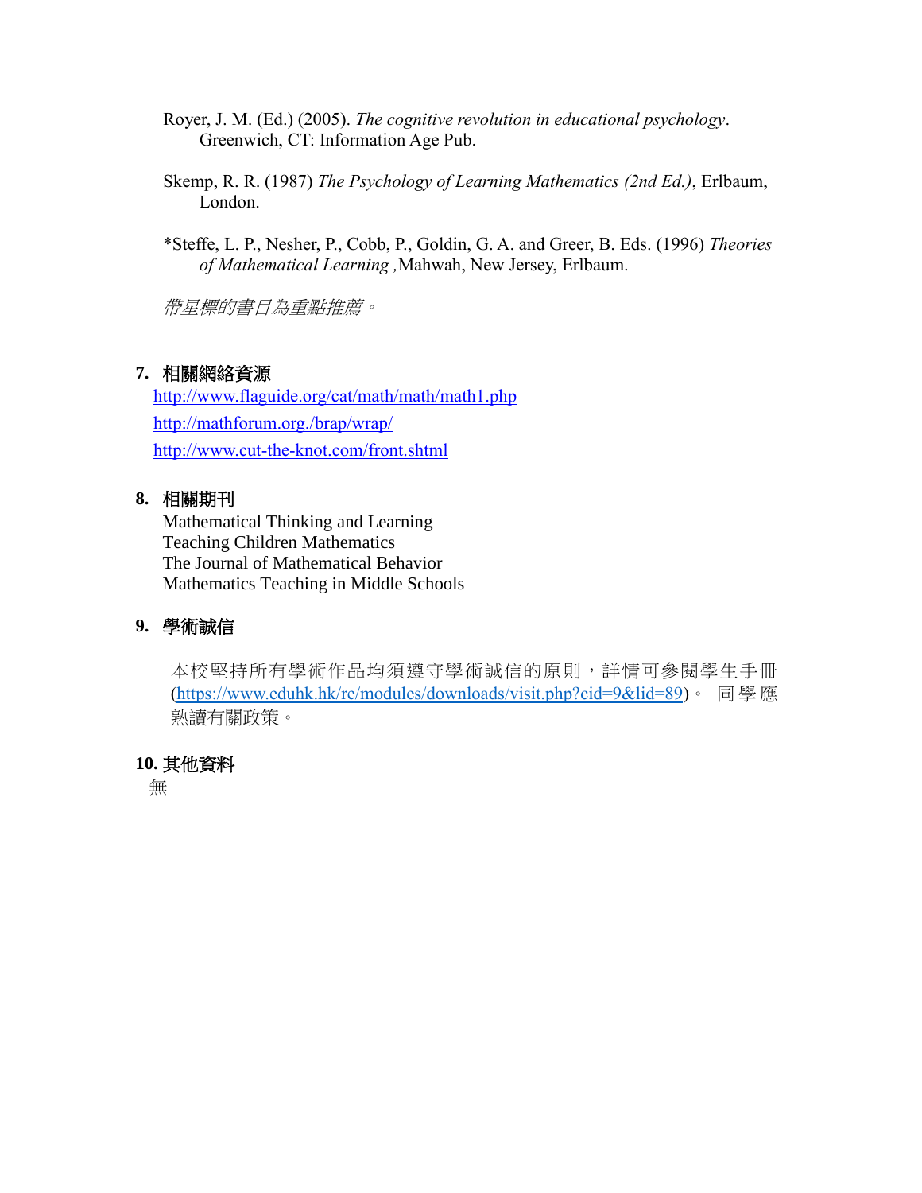Royer, J. M. (Ed.) (2005). *The cognitive revolution in educational psychology*. Greenwich, CT: Information Age Pub.

Skemp, R. R. (1987) *The Psychology of Learning Mathematics (2nd Ed.)*, Erlbaum, London.

*Steffe, L. P., Nesher, P., Cobb, P., Goldin, G. A. and Greer, B. Eds. (1996) *Theories of Mathematical Learning* ,Mahwah, New Jersey, Erlbaum.

*帶星標的書目為重點推薦。*

## 7. 相關網絡資源

http://www.flaguide.org/cat/math/math/math1.php

http://mathforum.org./brap/wrap/

http://www.cut-the-knot.com/front.shtml

## 8. 相關期刊

Mathematical Thinking and Learning
Teaching Children Mathematics
The Journal of Mathematical Behavior
Mathematics Teaching in Middle Schools

## 9. 學術誠信

本校堅持所有學術作品均須遵守學術誠信的原則，詳情可參閱學生手冊 (https://www.eduhk.hk/re/modules/downloads/visit.php?cid=9&lid=89)。 同學應熟讀有關政策。

## 10. 其他資料

無